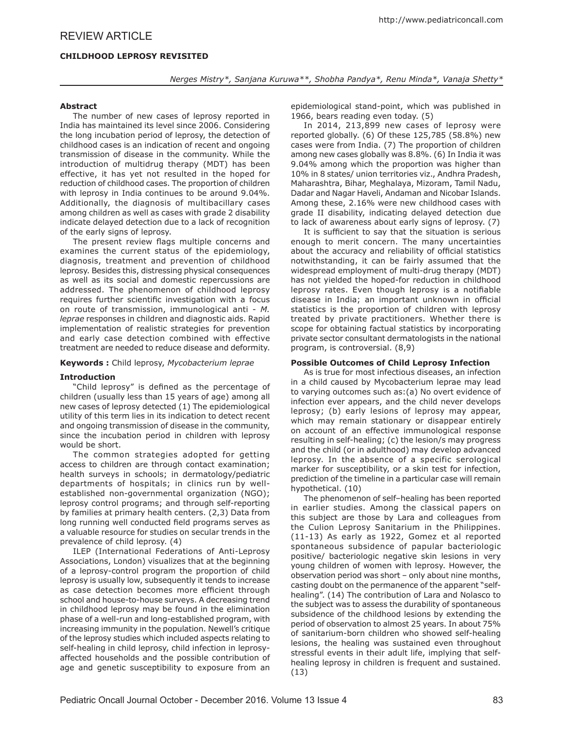REVIEW ARTICLE

# CHILDHOOD LEPROSY REVISITED

*Nerges Mistry\*, Sanjana Kuruwa\*\*, Shobha Pandya\*, Renu Minda\*, Vanaja Shetty\**

## Abstract

The number of new cases of leprosy reported in India has maintained its level since 2006. Considering the long incubation period of leprosy, the detection of childhood cases is an indication of recent and ongoing transmission of disease in the community. While the introduction of multidrug therapy (MDT) has been effective, it has yet not resulted in the hoped for reduction of childhood cases. The proportion of children with leprosy in India continues to be around 9.04%. Additionally, the diagnosis of multibacillary cases among children as well as cases with grade 2 disability indicate delayed detection due to a lack of recognition of the early signs of leprosy.

The present review flags multiple concerns and examines the current status of the epidemiology, diagnosis, treatment and prevention of childhood leprosy. Besides this, distressing physical consequences as well as its social and domestic repercussions are addressed. The phenomenon of childhood leprosy requires further scientific investigation with a focus on route of transmission, immunological anti - *M. leprae* responses in children and diagnostic aids. Rapid implementation of realistic strategies for prevention and early case detection combined with effective treatment are needed to reduce disease and deformity.

**Keywords :** Child leprosy, *Mycobacterium leprae*

## Introduction

"Child leprosy" is defined as the percentage of children (usually less than 15 years of age) among all new cases of leprosy detected (1) The epidemiological utility of this term lies in its indication to detect recent and ongoing transmission of disease in the community, since the incubation period in children with leprosy would be short.

The common strategies adopted for getting access to children are through contact examination; health surveys in schools; in dermatology/pediatric departments of hospitals; in clinics run by well-established non-governmental organization (NGO); leprosy control programs; and through self-reporting by families at primary health centers. (2,3) Data from long running well conducted field programs serves as a valuable resource for studies on secular trends in the prevalence of child leprosy. (4)

ILEP (International Federations of Anti-Leprosy Associations, London) visualizes that at the beginning of a leprosy-control program the proportion of child leprosy is usually low, subsequently it tends to increase as case detection becomes more efficient through school and house-to-house surveys. A decreasing trend in childhood leprosy may be found in the elimination phase of a well-run and long-established program, with increasing immunity in the population. Newell's critique of the leprosy studies which included aspects relating to self-healing in child leprosy, child infection in leprosy-affected households and the possible contribution of age and genetic susceptibility to exposure from an epidemiological stand-point, which was published in 1966, bears reading even today. (5)

In 2014, 213,899 new cases of leprosy were reported globally. (6) Of these 125,785 (58.8%) new cases were from India. (7) The proportion of children among new cases globally was 8.8%. (6) In India it was 9.04% among which the proportion was higher than 10% in 8 states/ union territories viz., Andhra Pradesh, Maharashtra, Bihar, Meghalaya, Mizoram, Tamil Nadu, Dadar and Nagar Haveli, Andaman and Nicobar Islands. Among these, 2.16% were new childhood cases with grade II disability, indicating delayed detection due to lack of awareness about early signs of leprosy. (7)

It is sufficient to say that the situation is serious enough to merit concern. The many uncertainties about the accuracy and reliability of official statistics notwithstanding, it can be fairly assumed that the widespread employment of multi-drug therapy (MDT) has not yielded the hoped-for reduction in childhood leprosy rates. Even though leprosy is a notifiable disease in India; an important unknown in official statistics is the proportion of children with leprosy treated by private practitioners. Whether there is scope for obtaining factual statistics by incorporating private sector consultant dermatologists in the national program, is controversial. (8,9)

## Possible Outcomes of Child Leprosy Infection

As is true for most infectious diseases, an infection in a child caused by Mycobacterium leprae may lead to varying outcomes such as:(a) No overt evidence of infection ever appears, and the child never develops leprosy; (b) early lesions of leprosy may appear, which may remain stationary or disappear entirely on account of an effective immunological response resulting in self-healing; (c) the lesion/s may progress and the child (or in adulthood) may develop advanced leprosy. In the absence of a specific serological marker for susceptibility, or a skin test for infection, prediction of the timeline in a particular case will remain hypothetical. (10)

The phenomenon of self–healing has been reported in earlier studies. Among the classical papers on this subject are those by Lara and colleagues from the Culion Leprosy Sanitarium in the Philippines. (11-13) As early as 1922, Gomez et al reported spontaneous subsidence of papular bacteriologic positive/ bacteriologic negative skin lesions in very young children of women with leprosy. However, the observation period was short – only about nine months, casting doubt on the permanence of the apparent "self-healing". (14) The contribution of Lara and Nolasco to the subject was to assess the durability of spontaneous subsidence of the childhood lesions by extending the period of observation to almost 25 years. In about 75% of sanitarium-born children who showed self-healing lesions, the healing was sustained even throughout stressful events in their adult life, implying that self-healing leprosy in children is frequent and sustained. (13)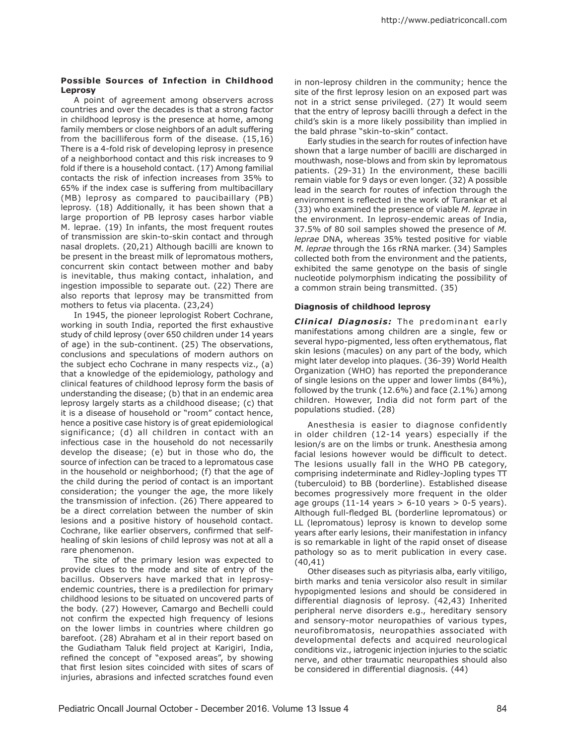**Possible Sources of Infection in Childhood Leprosy**

A point of agreement among observers across countries and over the decades is that a strong factor in childhood leprosy is the presence at home, among family members or close neighbors of an adult suffering from the bacilliferous form of the disease. (15,16) There is a 4-fold risk of developing leprosy in presence of a neighborhood contact and this risk increases to 9 fold if there is a household contact. (17) Among familial contacts the risk of infection increases from 35% to 65% if the index case is suffering from multibacillary (MB) leprosy as compared to paucibaillary (PB) leprosy. (18) Additionally, it has been shown that a large proportion of PB leprosy cases harbor viable M. leprae. (19) In infants, the most frequent routes of transmission are skin-to-skin contact and through nasal droplets. (20,21) Although bacilli are known to be present in the breast milk of lepromatous mothers, concurrent skin contact between mother and baby is inevitable, thus making contact, inhalation, and ingestion impossible to separate out. (22) There are also reports that leprosy may be transmitted from mothers to fetus via placenta. (23,24)

In 1945, the pioneer leprologist Robert Cochrane, working in south India, reported the first exhaustive study of child leprosy (over 650 children under 14 years of age) in the sub-continent. (25) The observations, conclusions and speculations of modern authors on the subject echo Cochrane in many respects viz., (a) that a knowledge of the epidemiology, pathology and clinical features of childhood leprosy form the basis of understanding the disease; (b) that in an endemic area leprosy largely starts as a childhood disease; (c) that it is a disease of household or "room" contact hence, hence a positive case history is of great epidemiological significance; (d) all children in contact with an infectious case in the household do not necessarily develop the disease; (e) but in those who do, the source of infection can be traced to a lepromatous case in the household or neighborhood; (f) that the age of the child during the period of contact is an important consideration; the younger the age, the more likely the transmission of infection. (26) There appeared to be a direct correlation between the number of skin lesions and a positive history of household contact. Cochrane, like earlier observers, confirmed that self-healing of skin lesions of child leprosy was not at all a rare phenomenon.

The site of the primary lesion was expected to provide clues to the mode and site of entry of the bacillus. Observers have marked that in leprosy-endemic countries, there is a predilection for primary childhood lesions to be situated on uncovered parts of the body. (27) However, Camargo and Bechelli could not confirm the expected high frequency of lesions on the lower limbs in countries where children go barefoot. (28) Abraham et al in their report based on the Gudiatham Taluk field project at Karigiri, India, refined the concept of "exposed areas", by showing that first lesion sites coincided with sites of scars of injuries, abrasions and infected scratches found even in non-leprosy children in the community; hence the site of the first leprosy lesion on an exposed part was not in a strict sense privileged. (27) It would seem that the entry of leprosy bacilli through a defect in the child's skin is a more likely possibility than implied in the bald phrase "skin-to-skin" contact.

Early studies in the search for routes of infection have shown that a large number of bacilli are discharged in mouthwash, nose-blows and from skin by lepromatous patients. (29-31) In the environment, these bacilli remain viable for 9 days or even longer. (32) A possible lead in the search for routes of infection through the environment is reflected in the work of Turankar et al (33) who examined the presence of viable *M. leprae* in the environment. In leprosy-endemic areas of India, 37.5% of 80 soil samples showed the presence of *M. leprae* DNA, whereas 35% tested positive for viable *M. leprae* through the 16s rRNA marker. (34) Samples collected both from the environment and the patients, exhibited the same genotype on the basis of single nucleotide polymorphism indicating the possibility of a common strain being transmitted. (35)

**Diagnosis of childhood leprosy**

***Clinical Diagnosis:*** The predominant early manifestations among children are a single, few or several hypo-pigmented, less often erythematous, flat skin lesions (macules) on any part of the body, which might later develop into plaques. (36-39) World Health Organization (WHO) has reported the preponderance of single lesions on the upper and lower limbs (84%), followed by the trunk (12.6%) and face (2.1%) among children. However, India did not form part of the populations studied. (28)

Anesthesia is easier to diagnose confidently in older children (12-14 years) especially if the lesion/s are on the limbs or trunk. Anesthesia among facial lesions however would be difficult to detect. The lesions usually fall in the WHO PB category, comprising indeterminate and Ridley-Jopling types TT (tuberculoid) to BB (borderline). Established disease becomes progressively more frequent in the older age groups (11-14 years > 6-10 years > 0-5 years). Although full-fledged BL (borderline lepromatous) or LL (lepromatous) leprosy is known to develop some years after early lesions, their manifestation in infancy is so remarkable in light of the rapid onset of disease pathology so as to merit publication in every case. (40,41)

Other diseases such as pityriasis alba, early vitiligo, birth marks and tenia versicolor also result in similar hypopigmented lesions and should be considered in differential diagnosis of leprosy. (42,43) Inherited peripheral nerve disorders e.g., hereditary sensory and sensory-motor neuropathies of various types, neurofibromatosis, neuropathies associated with developmental defects and acquired neurological conditions viz., iatrogenic injection injuries to the sciatic nerve, and other traumatic neuropathies should also be considered in differential diagnosis. (44)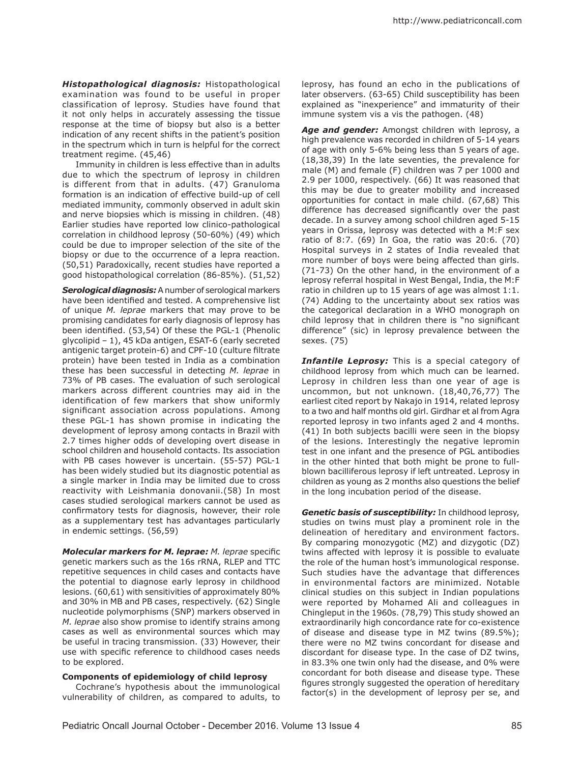***Histopathological diagnosis:*** Histopathological examination was found to be useful in proper classification of leprosy. Studies have found that it not only helps in accurately assessing the tissue response at the time of biopsy but also is a better indication of any recent shifts in the patient's position in the spectrum which in turn is helpful for the correct treatment regime. (45,46)

Immunity in children is less effective than in adults due to which the spectrum of leprosy in children is different from that in adults. (47) Granuloma formation is an indication of effective build-up of cell mediated immunity, commonly observed in adult skin and nerve biopsies which is missing in children. (48) Earlier studies have reported low clinico-pathological correlation in childhood leprosy (50-60%) (49) which could be due to improper selection of the site of the biopsy or due to the occurrence of a lepra reaction. (50,51) Paradoxically, recent studies have reported a good histopathological correlation (86-85%). (51,52)

***Serological diagnosis:*** A number of serological markers have been identified and tested. A comprehensive list of unique *M. leprae* markers that may prove to be promising candidates for early diagnosis of leprosy has been identified. (53,54) Of these the PGL-1 (Phenolic glycolipid – 1), 45 kDa antigen, ESAT-6 (early secreted antigenic target protein-6) and CPF-10 (culture filtrate protein) have been tested in India as a combination these has been successful in detecting *M. leprae* in 73% of PB cases. The evaluation of such serological markers across different countries may aid in the identification of few markers that show uniformly significant association across populations. Among these PGL-1 has shown promise in indicating the development of leprosy among contacts in Brazil with 2.7 times higher odds of developing overt disease in school children and household contacts. Its association with PB cases however is uncertain. (55-57) PGL-1 has been widely studied but its diagnostic potential as a single marker in India may be limited due to cross reactivity with Leishmania donovanii.(58) In most cases studied serological markers cannot be used as confirmatory tests for diagnosis, however, their role as a supplementary test has advantages particularly in endemic settings. (56,59)

***Molecular markers for M. leprae:*** *M. leprae* specific genetic markers such as the 16s rRNA, RLEP and TTC repetitive sequences in child cases and contacts have the potential to diagnose early leprosy in childhood lesions. (60,61) with sensitivities of approximately 80% and 30% in MB and PB cases, respectively. (62) Single nucleotide polymorphisms (SNP) markers observed in *M. leprae* also show promise to identify strains among cases as well as environmental sources which may be useful in tracing transmission. (33) However, their use with specific reference to childhood cases needs to be explored.

**Components of epidemiology of child leprosy**

Cochrane's hypothesis about the immunological vulnerability of children, as compared to adults, to leprosy, has found an echo in the publications of later observers. (63-65) Child susceptibility has been explained as "inexperience" and immaturity of their immune system vis a vis the pathogen. (48)

***Age and gender:*** Amongst children with leprosy, a high prevalence was recorded in children of 5-14 years of age with only 5-6% being less than 5 years of age. (18,38,39) In the late seventies, the prevalence for male (M) and female (F) children was 7 per 1000 and 2.9 per 1000, respectively. (66) It was reasoned that this may be due to greater mobility and increased opportunities for contact in male child. (67,68) This difference has decreased significantly over the past decade. In a survey among school children aged 5-15 years in Orissa, leprosy was detected with a M:F sex ratio of 8:7. (69) In Goa, the ratio was 20:6. (70) Hospital surveys in 2 states of India revealed that more number of boys were being affected than girls. (71-73) On the other hand, in the environment of a leprosy referral hospital in West Bengal, India, the M:F ratio in children up to 15 years of age was almost 1:1. (74) Adding to the uncertainty about sex ratios was the categorical declaration in a WHO monograph on child leprosy that in children there is "no significant difference" (sic) in leprosy prevalence between the sexes. (75)

***Infantile Leprosy:*** This is a special category of childhood leprosy from which much can be learned. Leprosy in children less than one year of age is uncommon, but not unknown. (18,40,76,77) The earliest cited report by Nakajo in 1914, related leprosy to a two and half months old girl. Girdhar et al from Agra reported leprosy in two infants aged 2 and 4 months. (41) In both subjects bacilli were seen in the biopsy of the lesions. Interestingly the negative lepromin test in one infant and the presence of PGL antibodies in the other hinted that both might be prone to full-blown bacilliferous leprosy if left untreated. Leprosy in children as young as 2 months also questions the belief in the long incubation period of the disease.

***Genetic basis of susceptibility:*** In childhood leprosy, studies on twins must play a prominent role in the delineation of hereditary and environment factors. By comparing monozygotic (MZ) and dizygotic (DZ) twins affected with leprosy it is possible to evaluate the role of the human host's immunological response. Such studies have the advantage that differences in environmental factors are minimized. Notable clinical studies on this subject in Indian populations were reported by Mohamed Ali and colleagues in Chingleput in the 1960s. (78,79) This study showed an extraordinarily high concordance rate for co-existence of disease and disease type in MZ twins (89.5%); there were no MZ twins concordant for disease and discordant for disease type. In the case of DZ twins, in 83.3% one twin only had the disease, and 0% were concordant for both disease and disease type. These figures strongly suggested the operation of hereditary factor(s) in the development of leprosy per se, and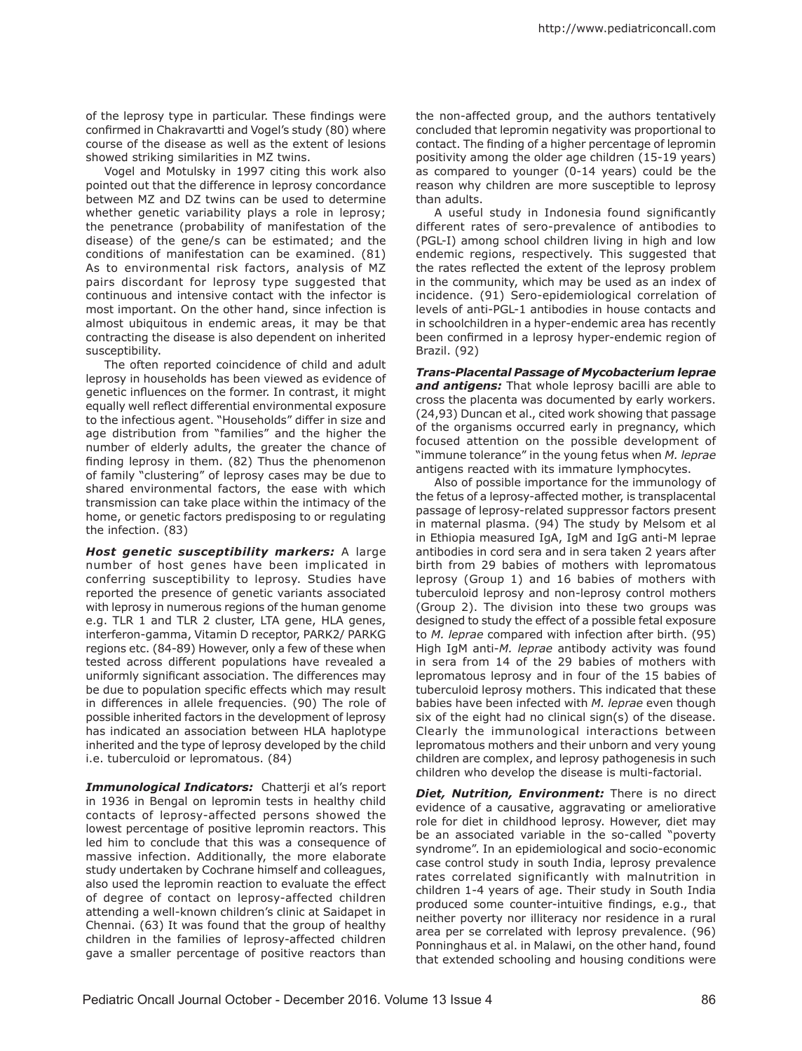of the leprosy type in particular. These findings were confirmed in Chakravartti and Vogel's study (80) where course of the disease as well as the extent of lesions showed striking similarities in MZ twins.

Vogel and Motulsky in 1997 citing this work also pointed out that the difference in leprosy concordance between MZ and DZ twins can be used to determine whether genetic variability plays a role in leprosy; the penetrance (probability of manifestation of the disease) of the gene/s can be estimated; and the conditions of manifestation can be examined. (81) As to environmental risk factors, analysis of MZ pairs discordant for leprosy type suggested that continuous and intensive contact with the infector is most important. On the other hand, since infection is almost ubiquitous in endemic areas, it may be that contracting the disease is also dependent on inherited susceptibility.

The often reported coincidence of child and adult leprosy in households has been viewed as evidence of genetic influences on the former. In contrast, it might equally well reflect differential environmental exposure to the infectious agent. "Households" differ in size and age distribution from "families" and the higher the number of elderly adults, the greater the chance of finding leprosy in them. (82) Thus the phenomenon of family "clustering" of leprosy cases may be due to shared environmental factors, the ease with which transmission can take place within the intimacy of the home, or genetic factors predisposing to or regulating the infection. (83)

***Host genetic susceptibility markers:*** A large number of host genes have been implicated in conferring susceptibility to leprosy. Studies have reported the presence of genetic variants associated with leprosy in numerous regions of the human genome e.g. TLR 1 and TLR 2 cluster, LTA gene, HLA genes, interferon-gamma, Vitamin D receptor, PARK2/ PARKG regions etc. (84-89) However, only a few of these when tested across different populations have revealed a uniformly significant association. The differences may be due to population specific effects which may result in differences in allele frequencies. (90) The role of possible inherited factors in the development of leprosy has indicated an association between HLA haplotype inherited and the type of leprosy developed by the child i.e. tuberculoid or lepromatous. (84)

***Immunological Indicators:*** Chatterji et al's report in 1936 in Bengal on lepromin tests in healthy child contacts of leprosy-affected persons showed the lowest percentage of positive lepromin reactors. This led him to conclude that this was a consequence of massive infection. Additionally, the more elaborate study undertaken by Cochrane himself and colleagues, also used the lepromin reaction to evaluate the effect of degree of contact on leprosy-affected children attending a well-known children's clinic at Saidapet in Chennai. (63) It was found that the group of healthy children in the families of leprosy-affected children gave a smaller percentage of positive reactors than the non-affected group, and the authors tentatively concluded that lepromin negativity was proportional to contact. The finding of a higher percentage of lepromin positivity among the older age children (15-19 years) as compared to younger (0-14 years) could be the reason why children are more susceptible to leprosy than adults.

A useful study in Indonesia found significantly different rates of sero-prevalence of antibodies to (PGL-I) among school children living in high and low endemic regions, respectively. This suggested that the rates reflected the extent of the leprosy problem in the community, which may be used as an index of incidence. (91) Sero-epidemiological correlation of levels of anti-PGL-1 antibodies in house contacts and in schoolchildren in a hyper-endemic area has recently been confirmed in a leprosy hyper-endemic region of Brazil. (92)

***Trans-Placental Passage of Mycobacterium leprae and antigens:*** That whole leprosy bacilli are able to cross the placenta was documented by early workers. (24,93) Duncan et al., cited work showing that passage of the organisms occurred early in pregnancy, which focused attention on the possible development of "immune tolerance" in the young fetus when *M. leprae* antigens reacted with its immature lymphocytes.

Also of possible importance for the immunology of the fetus of a leprosy-affected mother, is transplacental passage of leprosy-related suppressor factors present in maternal plasma. (94) The study by Melsom et al in Ethiopia measured IgA, IgM and IgG anti-M leprae antibodies in cord sera and in sera taken 2 years after birth from 29 babies of mothers with lepromatous leprosy (Group 1) and 16 babies of mothers with tuberculoid leprosy and non-leprosy control mothers (Group 2). The division into these two groups was designed to study the effect of a possible fetal exposure to *M. leprae* compared with infection after birth. (95) High IgM anti-*M. leprae* antibody activity was found in sera from 14 of the 29 babies of mothers with lepromatous leprosy and in four of the 15 babies of tuberculoid leprosy mothers. This indicated that these babies have been infected with *M. leprae* even though six of the eight had no clinical sign(s) of the disease. Clearly the immunological interactions between lepromatous mothers and their unborn and very young children are complex, and leprosy pathogenesis in such children who develop the disease is multi-factorial.

***Diet, Nutrition, Environment:*** There is no direct evidence of a causative, aggravating or ameliorative role for diet in childhood leprosy. However, diet may be an associated variable in the so-called "poverty syndrome". In an epidemiological and socio-economic case control study in south India, leprosy prevalence rates correlated significantly with malnutrition in children 1-4 years of age. Their study in South India produced some counter-intuitive findings, e.g., that neither poverty nor illiteracy nor residence in a rural area per se correlated with leprosy prevalence. (96) Ponninghaus et al. in Malawi, on the other hand, found that extended schooling and housing conditions were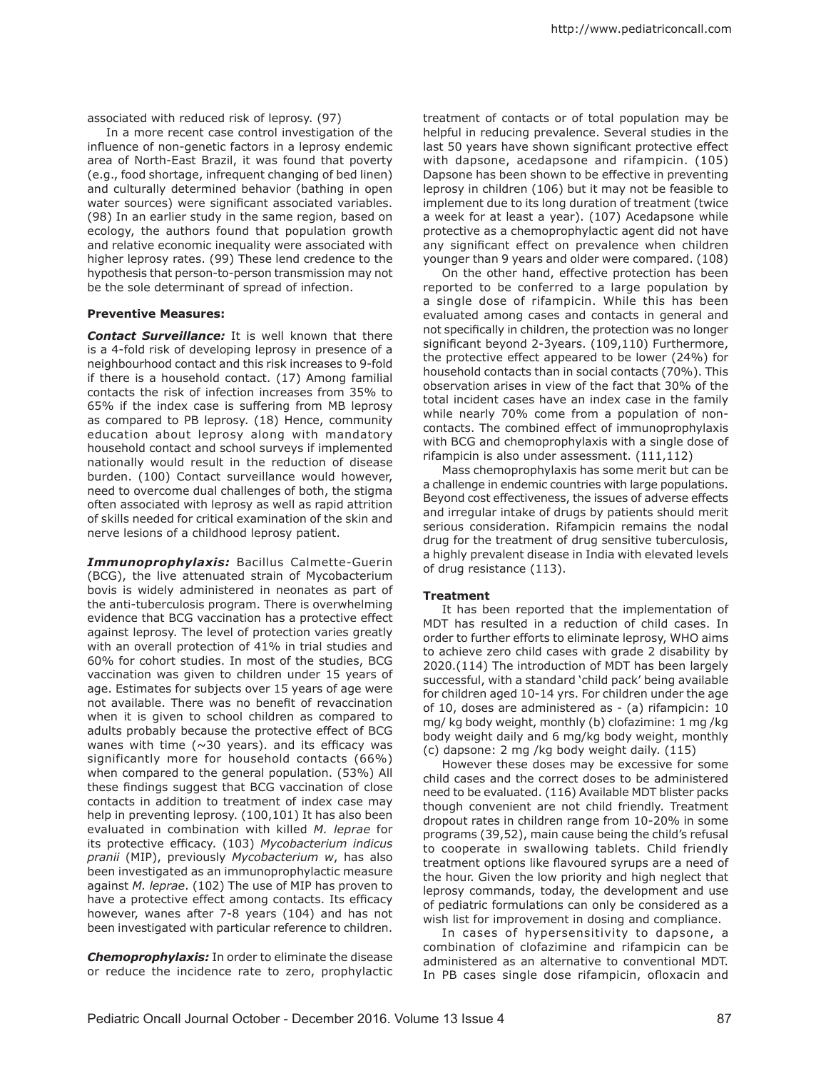associated with reduced risk of leprosy. (97)

In a more recent case control investigation of the influence of non-genetic factors in a leprosy endemic area of North-East Brazil, it was found that poverty (e.g., food shortage, infrequent changing of bed linen) and culturally determined behavior (bathing in open water sources) were significant associated variables. (98) In an earlier study in the same region, based on ecology, the authors found that population growth and relative economic inequality were associated with higher leprosy rates. (99) These lend credence to the hypothesis that person-to-person transmission may not be the sole determinant of spread of infection.

**Preventive Measures:**

***Contact Surveillance:*** It is well known that there is a 4-fold risk of developing leprosy in presence of a neighbourhood contact and this risk increases to 9-fold if there is a household contact. (17) Among familial contacts the risk of infection increases from 35% to 65% if the index case is suffering from MB leprosy as compared to PB leprosy. (18) Hence, community education about leprosy along with mandatory household contact and school surveys if implemented nationally would result in the reduction of disease burden. (100) Contact surveillance would however, need to overcome dual challenges of both, the stigma often associated with leprosy as well as rapid attrition of skills needed for critical examination of the skin and nerve lesions of a childhood leprosy patient.

***Immunoprophylaxis:*** Bacillus Calmette-Guerin (BCG), the live attenuated strain of Mycobacterium bovis is widely administered in neonates as part of the anti-tuberculosis program. There is overwhelming evidence that BCG vaccination has a protective effect against leprosy. The level of protection varies greatly with an overall protection of 41% in trial studies and 60% for cohort studies. In most of the studies, BCG vaccination was given to children under 15 years of age. Estimates for subjects over 15 years of age were not available. There was no benefit of revaccination when it is given to school children as compared to adults probably because the protective effect of BCG wanes with time (~30 years). and its efficacy was significantly more for household contacts (66%) when compared to the general population. (53%) All these findings suggest that BCG vaccination of close contacts in addition to treatment of index case may help in preventing leprosy. (100,101) It has also been evaluated in combination with killed *M. leprae* for its protective efficacy. (103) *Mycobacterium indicus pranii* (MIP), previously *Mycobacterium w*, has also been investigated as an immunoprophylactic measure against *M. leprae*. (102) The use of MIP has proven to have a protective effect among contacts. Its efficacy however, wanes after 7-8 years (104) and has not been investigated with particular reference to children.

***Chemoprophylaxis:*** In order to eliminate the disease or reduce the incidence rate to zero, prophylactic treatment of contacts or of total population may be helpful in reducing prevalence. Several studies in the last 50 years have shown significant protective effect with dapsone, acedapsone and rifampicin. (105) Dapsone has been shown to be effective in preventing leprosy in children (106) but it may not be feasible to implement due to its long duration of treatment (twice a week for at least a year). (107) Acedapsone while protective as a chemoprophylactic agent did not have any significant effect on prevalence when children younger than 9 years and older were compared. (108)

On the other hand, effective protection has been reported to be conferred to a large population by a single dose of rifampicin. While this has been evaluated among cases and contacts in general and not specifically in children, the protection was no longer significant beyond 2-3years. (109,110) Furthermore, the protective effect appeared to be lower (24%) for household contacts than in social contacts (70%). This observation arises in view of the fact that 30% of the total incident cases have an index case in the family while nearly 70% come from a population of non-contacts. The combined effect of immunoprophylaxis with BCG and chemoprophylaxis with a single dose of rifampicin is also under assessment. (111,112)

Mass chemoprophylaxis has some merit but can be a challenge in endemic countries with large populations. Beyond cost effectiveness, the issues of adverse effects and irregular intake of drugs by patients should merit serious consideration. Rifampicin remains the nodal drug for the treatment of drug sensitive tuberculosis, a highly prevalent disease in India with elevated levels of drug resistance (113).

**Treatment**

It has been reported that the implementation of MDT has resulted in a reduction of child cases. In order to further efforts to eliminate leprosy, WHO aims to achieve zero child cases with grade 2 disability by 2020.(114) The introduction of MDT has been largely successful, with a standard 'child pack' being available for children aged 10-14 yrs. For children under the age of 10, doses are administered as - (a) rifampicin: 10 mg/ kg body weight, monthly (b) clofazimine: 1 mg /kg body weight daily and 6 mg/kg body weight, monthly (c) dapsone: 2 mg /kg body weight daily. (115)

However these doses may be excessive for some child cases and the correct doses to be administered need to be evaluated. (116) Available MDT blister packs though convenient are not child friendly. Treatment dropout rates in children range from 10-20% in some programs (39,52), main cause being the child's refusal to cooperate in swallowing tablets. Child friendly treatment options like flavoured syrups are a need of the hour. Given the low priority and high neglect that leprosy commands, today, the development and use of pediatric formulations can only be considered as a wish list for improvement in dosing and compliance.

In cases of hypersensitivity to dapsone, a combination of clofazimine and rifampicin can be administered as an alternative to conventional MDT. In PB cases single dose rifampicin, ofloxacin and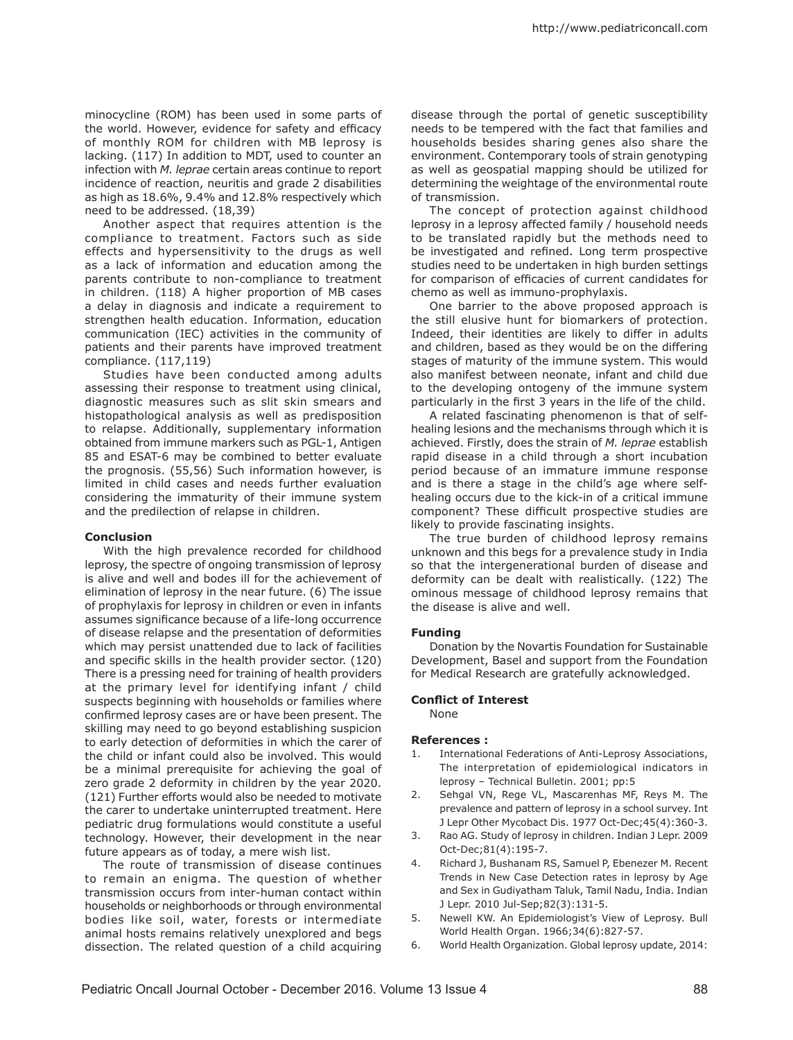minocycline (ROM) has been used in some parts of the world. However, evidence for safety and efficacy of monthly ROM for children with MB leprosy is lacking. (117) In addition to MDT, used to counter an infection with *M. leprae* certain areas continue to report incidence of reaction, neuritis and grade 2 disabilities as high as 18.6%, 9.4% and 12.8% respectively which need to be addressed. (18,39)

Another aspect that requires attention is the compliance to treatment. Factors such as side effects and hypersensitivity to the drugs as well as a lack of information and education among the parents contribute to non-compliance to treatment in children. (118) A higher proportion of MB cases a delay in diagnosis and indicate a requirement to strengthen health education. Information, education communication (IEC) activities in the community of patients and their parents have improved treatment compliance. (117,119)

Studies have been conducted among adults assessing their response to treatment using clinical, diagnostic measures such as slit skin smears and histopathological analysis as well as predisposition to relapse. Additionally, supplementary information obtained from immune markers such as PGL-1, Antigen 85 and ESAT-6 may be combined to better evaluate the prognosis. (55,56) Such information however, is limited in child cases and needs further evaluation considering the immaturity of their immune system and the predilection of relapse in children.

**Conclusion**

With the high prevalence recorded for childhood leprosy, the spectre of ongoing transmission of leprosy is alive and well and bodes ill for the achievement of elimination of leprosy in the near future. (6) The issue of prophylaxis for leprosy in children or even in infants assumes significance because of a life-long occurrence of disease relapse and the presentation of deformities which may persist unattended due to lack of facilities and specific skills in the health provider sector. (120) There is a pressing need for training of health providers at the primary level for identifying infant / child suspects beginning with households or families where confirmed leprosy cases are or have been present. The skilling may need to go beyond establishing suspicion to early detection of deformities in which the carer of the child or infant could also be involved. This would be a minimal prerequisite for achieving the goal of zero grade 2 deformity in children by the year 2020. (121) Further efforts would also be needed to motivate the carer to undertake uninterrupted treatment. Here pediatric drug formulations would constitute a useful technology. However, their development in the near future appears as of today, a mere wish list.

The route of transmission of disease continues to remain an enigma. The question of whether transmission occurs from inter-human contact within households or neighborhoods or through environmental bodies like soil, water, forests or intermediate animal hosts remains relatively unexplored and begs dissection. The related question of a child acquiring disease through the portal of genetic susceptibility needs to be tempered with the fact that families and households besides sharing genes also share the environment. Contemporary tools of strain genotyping as well as geospatial mapping should be utilized for determining the weightage of the environmental route of transmission.

The concept of protection against childhood leprosy in a leprosy affected family / household needs to be translated rapidly but the methods need to be investigated and refined. Long term prospective studies need to be undertaken in high burden settings for comparison of efficacies of current candidates for chemo as well as immuno-prophylaxis.

One barrier to the above proposed approach is the still elusive hunt for biomarkers of protection. Indeed, their identities are likely to differ in adults and children, based as they would be on the differing stages of maturity of the immune system. This would also manifest between neonate, infant and child due to the developing ontogeny of the immune system particularly in the first 3 years in the life of the child.

A related fascinating phenomenon is that of self-healing lesions and the mechanisms through which it is achieved. Firstly, does the strain of *M. leprae* establish rapid disease in a child through a short incubation period because of an immature immune response and is there a stage in the child's age where self-healing occurs due to the kick-in of a critical immune component? These difficult prospective studies are likely to provide fascinating insights.

The true burden of childhood leprosy remains unknown and this begs for a prevalence study in India so that the intergenerational burden of disease and deformity can be dealt with realistically. (122) The ominous message of childhood leprosy remains that the disease is alive and well.

**Funding**

Donation by the Novartis Foundation for Sustainable Development, Basel and support from the Foundation for Medical Research are gratefully acknowledged.

**Conflict of Interest**

None

**References :**

1. International Federations of Anti-Leprosy Associations, The interpretation of epidemiological indicators in leprosy – Technical Bulletin. 2001; pp:5
2. Sehgal VN, Rege VL, Mascarenhas MF, Reys M. The prevalence and pattern of leprosy in a school survey. Int J Lepr Other Mycobact Dis. 1977 Oct-Dec;45(4):360-3.
3. Rao AG. Study of leprosy in children. Indian J Lepr. 2009 Oct-Dec;81(4):195-7.
4. Richard J, Bushanam RS, Samuel P, Ebenezer M. Recent Trends in New Case Detection rates in leprosy by Age and Sex in Gudiyatham Taluk, Tamil Nadu, India. Indian J Lepr. 2010 Jul-Sep;82(3):131-5.
5. Newell KW. An Epidemiologist's View of Leprosy. Bull World Health Organ. 1966;34(6):827-57.
6. World Health Organization. Global leprosy update, 2014: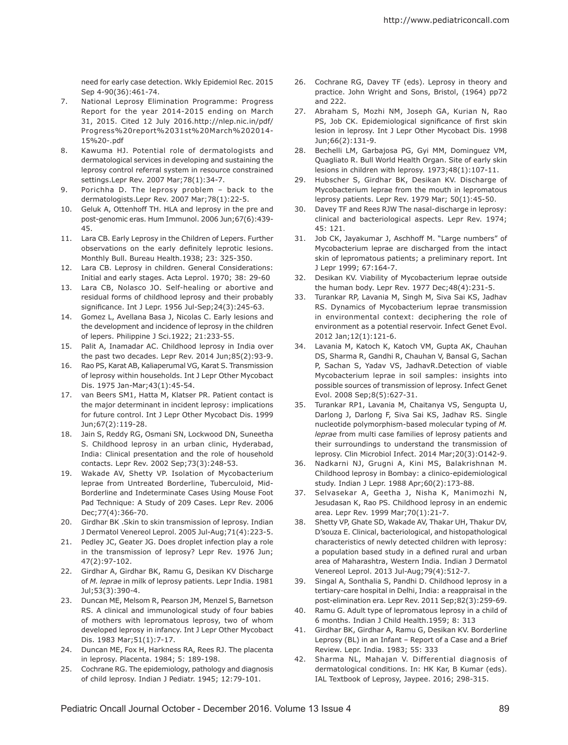need for early case detection. Wkly Epidemiol Rec. 2015 Sep 4-90(36):461-74.

7. National Leprosy Elimination Programme: Progress Report for the year 2014-2015 ending on March 31, 2015. Cited 12 July 2016.http://nlep.nic.in/pdf/Progress%20report%2031st%20March%202014-15%20-.pdf
8. Kawuma HJ. Potential role of dermatologists and dermatological services in developing and sustaining the leprosy control referral system in resource constrained settings.Lepr Rev. 2007 Mar;78(1):34-7.
9. Porichha D. The leprosy problem – back to the dermatologists.Lepr Rev. 2007 Mar;78(1):22-5.
10. Geluk A, Ottenhoff TH. HLA and leprosy in the pre and post-genomic eras. Hum Immunol. 2006 Jun;67(6):439-45.
11. Lara CB. Early Leprosy in the Children of Lepers. Further observations on the early definitely leprotic lesions. Monthly Bull. Bureau Health.1938; 23: 325-350.
12. Lara CB. Leprosy in children. General Considerations: Initial and early stages. Acta Leprol. 1970; 38: 29-60
13. Lara CB, Nolasco JO. Self-healing or abortive and residual forms of childhood leprosy and their probably significance. Int J Lepr. 1956 Jul-Sep;24(3):245-63.
14. Gomez L, Avellana Basa J, Nicolas C. Early lesions and the development and incidence of leprosy in the children of lepers. Philippine J Sci.1922; 21:233-55.
15. Palit A, Inamadar AC. Childhood leprosy in India over the past two decades. Lepr Rev. 2014 Jun;85(2):93-9.
16. Rao PS, Karat AB, Kaliaperumal VG, Karat S. Transmission of leprosy within households. Int J Lepr Other Mycobact Dis. 1975 Jan-Mar;43(1):45-54.
17. van Beers SM1, Hatta M, Klatser PR. Patient contact is the major determinant in incident leprosy: implications for future control. Int J Lepr Other Mycobact Dis. 1999 Jun;67(2):119-28.
18. Jain S, Reddy RG, Osmani SN, Lockwood DN, Suneetha S. Childhood leprosy in an urban clinic, Hyderabad, India: Clinical presentation and the role of household contacts. Lepr Rev. 2002 Sep;73(3):248-53.
19. Wakade AV, Shetty VP. Isolation of Mycobacterium leprae from Untreated Borderline, Tuberculoid, Mid-Borderline and Indeterminate Cases Using Mouse Foot Pad Technique: A Study of 209 Cases. Lepr Rev. 2006 Dec;77(4):366-70.
20. Girdhar BK .Skin to skin transmission of leprosy. Indian J Dermatol Venereol Leprol. 2005 Jul-Aug;71(4):223-5.
21. Pedley JC, Geater JG. Does droplet infection play a role in the transmission of leprosy? Lepr Rev. 1976 Jun; 47(2):97-102.
22. Girdhar A, Girdhar BK, Ramu G, Desikan KV Discharge of *M. leprae* in milk of leprosy patients. Lepr India. 1981 Jul;53(3):390-4.
23. Duncan ME, Melsom R, Pearson JM, Menzel S, Barnetson RS. A clinical and immunological study of four babies of mothers with lepromatous leprosy, two of whom developed leprosy in infancy. Int J Lepr Other Mycobact Dis. 1983 Mar;51(1):7-17.
24. Duncan ME, Fox H, Harkness RA, Rees RJ. The placenta in leprosy. Placenta. 1984; 5: 189-198.
25. Cochrane RG. The epidemiology, pathology and diagnosis of child leprosy. Indian J Pediatr. 1945; 12:79-101.
26. Cochrane RG, Davey TF (eds). Leprosy in theory and practice. John Wright and Sons, Bristol, (1964) pp72 and 222.
27. Abraham S, Mozhi NM, Joseph GA, Kurian N, Rao PS, Job CK. Epidemiological significance of first skin lesion in leprosy. Int J Lepr Other Mycobact Dis. 1998 Jun;66(2):131-9.
28. Bechelli LM, Garbajosa PG, Gyi MM, Dominguez VM, Quagliato R. Bull World Health Organ. Site of early skin lesions in children with leprosy. 1973;48(1):107-11.
29. Hubscher S, Girdhar BK, Desikan KV. Discharge of Mycobacterium leprae from the mouth in lepromatous leprosy patients. Lepr Rev. 1979 Mar; 50(1):45-50.
30. Davey TF and Rees RJW The nasal-discharge in leprosy: clinical and bacteriological aspects. Lepr Rev. 1974; 45: 121.
31. Job CK, Jayakumar J, Aschhoff M. "Large numbers" of Mycobacterium leprae are discharged from the intact skin of lepromatous patients; a preliminary report. Int J Lepr 1999; 67:164-7.
32. Desikan KV. Viability of Mycobacterium leprae outside the human body. Lepr Rev. 1977 Dec;48(4):231-5.
33. Turankar RP, Lavania M, Singh M, Siva Sai KS, Jadhav RS. Dynamics of Mycobacterium leprae transmission in environmental context: deciphering the role of environment as a potential reservoir. Infect Genet Evol. 2012 Jan;12(1):121-6.
34. Lavania M, Katoch K, Katoch VM, Gupta AK, Chauhan DS, Sharma R, Gandhi R, Chauhan V, Bansal G, Sachan P, Sachan S, Yadav VS, JadhavR.Detection of viable Mycobacterium leprae in soil samples: insights into possible sources of transmission of leprosy. Infect Genet Evol. 2008 Sep;8(5):627-31.
35. Turankar RP1, Lavania M, Chaitanya VS, Sengupta U, Darlong J, Darlong F, Siva Sai KS, Jadhav RS. Single nucleotide polymorphism-based molecular typing of *M. leprae* from multi case families of leprosy patients and their surroundings to understand the transmission of leprosy. Clin Microbiol Infect. 2014 Mar;20(3):O142-9.
36. Nadkarni NJ, Grugni A, Kini MS, Balakrishnan M. Childhood leprosy in Bombay: a clinico-epidemiological study. Indian J Lepr. 1988 Apr;60(2):173-88.
37. Selvasekar A, Geetha J, Nisha K, Manimozhi N, Jesudasan K, Rao PS. Childhood leprosy in an endemic area. Lepr Rev. 1999 Mar;70(1):21-7.
38. Shetty VP, Ghate SD, Wakade AV, Thakar UH, Thakur DV, D'souza E. Clinical, bacteriological, and histopathological characteristics of newly detected children with leprosy: a population based study in a defined rural and urban area of Maharashtra, Western India. Indian J Dermatol Venereol Leprol. 2013 Jul-Aug;79(4):512-7.
39. Singal A, Sonthalia S, Pandhi D. Childhood leprosy in a tertiary-care hospital in Delhi, India: a reappraisal in the post-elimination era. Lepr Rev. 2011 Sep;82(3):259-69.
40. Ramu G. Adult type of lepromatous leprosy in a child of 6 months. Indian J Child Health.1959; 8: 313
41. Girdhar BK, Girdhar A, Ramu G, Desikan KV. Borderline Leprosy (BL) in an Infant – Report of a Case and a Brief Review. Lepr. India. 1983; 55: 333
42. Sharma NL, Mahajan V. Differential diagnosis of dermatological conditions. In: HK Kar, B Kumar (eds). IAL Textbook of Leprosy, Jaypee. 2016; 298-315.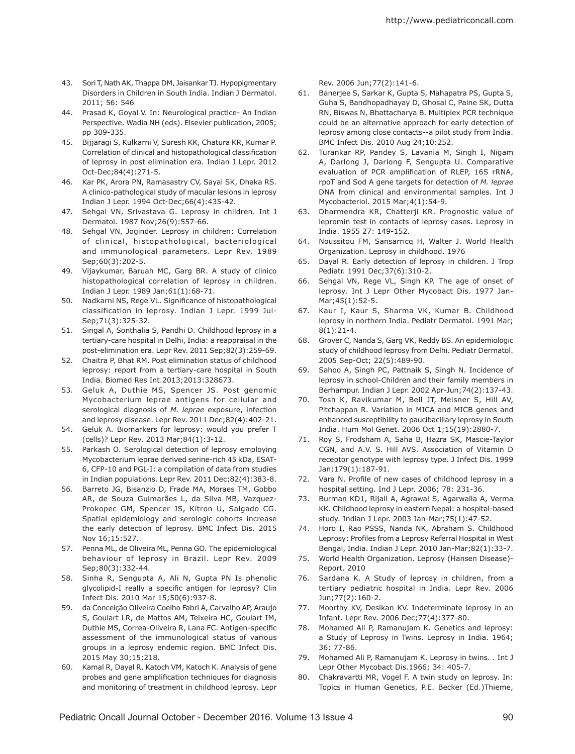43. Sori T, Nath AK, Thappa DM, Jaisankar TJ. Hypopigmentary Disorders in Children in South India. Indian J Dermatol. 2011; 56: 546
44. Prasad K, Goyal V. In: Neurological practice- An Indian Perspective. Wadia NH (eds). Elsevier publication, 2005; pp 309-335.
45. Bijjaragi S, Kulkarni V, Suresh KK, Chatura KR, Kumar P. Correlation of clinical and histopathological classification of leprosy in post elimination era. Indian J Lepr. 2012 Oct-Dec;84(4):271-5.
46. Kar PK, Arora PN, Ramasastry CV, Sayal SK, Dhaka RS. A clinico-pathological study of macular lesions in leprosy Indian J Lepr. 1994 Oct-Dec;66(4):435-42.
47. Sehgal VN, Srivastava G. Leprosy in children. Int J Dermatol. 1987 Nov;26(9):557-66.
48. Sehgal VN, Joginder. Leprosy in children: Correlation of clinical, histopathological, bacteriological and immunological parameters. Lepr Rev. 1989 Sep;60(3):202-5.
49. Vijaykumar, Baruah MC, Garg BR. A study of clinico histopathological correlation of leprosy in children. Indian J Lepr. 1989 Jan;61(1):68-71.
50. Nadkarni NS, Rege VL. Significance of histopathological classification in leprosy. Indian J Lepr. 1999 Jul-Sep;71(3):325-32.
51. Singal A, Sonthalia S, Pandhi D. Childhood leprosy in a tertiary-care hospital in Delhi, India: a reappraisal in the post-elimination era. Lepr Rev. 2011 Sep;82(3):259-69.
52. Chaitra P, Bhat RM. Post elimination status of childhood leprosy: report from a tertiary-care hospital in South India. Biomed Res Int.2013;2013:328673.
53. Geluk A, Duthie MS, Spencer JS. Post genomic Mycobacterium leprae antigens for cellular and serological diagnosis of *M. leprae* exposure, infection and leprosy disease. Lepr Rev. 2011 Dec;82(4):402-21.
54. Geluk A. Biomarkers for leprosy: would you prefer T (cells)? Lepr Rev. 2013 Mar;84(1):3-12.
55. Parkash O. Serological detection of leprosy employing Mycobacterium leprae derived serine-rich 45 kDa, ESAT-6, CFP-10 and PGL-I: a compilation of data from studies in Indian populations. Lepr Rev. 2011 Dec;82(4):383-8.
56. Barreto JG, Bisanzio D, Frade MA, Moraes TM, Gobbo AR, de Souza Guimarães L, da Silva MB, Vazquez-Prokopec GM, Spencer JS, Kitron U, Salgado CG. Spatial epidemiology and serologic cohorts increase the early detection of leprosy. BMC Infect Dis. 2015 Nov 16;15:527.
57. Penna ML, de Oliveira ML, Penna GO. The epidemiological behaviour of leprosy in Brazil. Lepr Rev. 2009 Sep;80(3):332-44.
58. Sinha R, Sengupta A, Ali N, Gupta PN Is phenolic glycolipid-I really a specific antigen for leprosy? Clin Infect Dis. 2010 Mar 15;50(6):937-8.
59. da Conceição Oliveira Coelho Fabri A, Carvalho AP, Araujo S, Goulart LR, de Mattos AM, Teixeira HC, Goulart IM, Duthie MS, Correa-Oliveira R, Lana FC. Antigen-specific assessment of the immunological status of various groups in a leprosy endemic region. BMC Infect Dis. 2015 May 30;15:218.
60. Kamal R, Dayal R, Katoch VM, Katoch K. Analysis of gene probes and gene amplification techniques for diagnosis and monitoring of treatment in childhood leprosy. Lepr Rev. 2006 Jun;77(2):141-6.
61. Banerjee S, Sarkar K, Gupta S, Mahapatra PS, Gupta S, Guha S, Bandhopadhayay D, Ghosal C, Paine SK, Dutta RN, Biswas N, Bhattacharya B. Multiplex PCR technique could be an alternative approach for early detection of leprosy among close contacts--a pilot study from India. BMC Infect Dis. 2010 Aug 24;10:252.
62. Turankar RP, Pandey S, Lavania M, Singh I, Nigam A, Darlong J, Darlong F, Sengupta U. Comparative evaluation of PCR amplification of RLEP, 16S rRNA, rpoT and Sod A gene targets for detection of *M. leprae* DNA from clinical and environmental samples. Int J Mycobacteriol. 2015 Mar;4(1):54-9.
63. Dharmendra KR, Chatterji KR. Prognostic value of lepromin test in contacts of leprosy cases. Leprosy in India. 1955 27: 149-152.
64. Noussitou FM, Sansarricq H, Walter J. World Health Organization. Leprosy in childhood. 1976
65. Dayal R. Early detection of leprosy in children. J Trop Pediatr. 1991 Dec;37(6):310-2.
66. Sehgal VN, Rege VL, Singh KP. The age of onset of leprosy. Int J Lepr Other Mycobact Dis. 1977 Jan-Mar;45(1):52-5.
67. Kaur I, Kaur S, Sharma VK, Kumar B. Childhood leprosy in northern India. Pediatr Dermatol. 1991 Mar; 8(1):21-4.
68. Grover C, Nanda S, Garg VK, Reddy BS. An epidemiologic study of childhood leprosy from Delhi. Pediatr Dermatol. 2005 Sep-Oct; 22(5):489-90.
69. Sahoo A, Singh PC, Pattnaik S, Singh N. Incidence of leprosy in school-Children and their family members in Berhampur. Indian J Lepr. 2002 Apr-Jun;74(2):137-43.
70. Tosh K, Ravikumar M, Bell JT, Meisner S, Hill AV, Pitchappan R. Variation in MICA and MICB genes and enhanced susceptibility to paucibacillary leprosy in South India. Hum Mol Genet. 2006 Oct 1;15(19):2880-7.
71. Roy S, Frodsham A, Saha B, Hazra SK, Mascie-Taylor CGN, and A.V. S. Hill AVS. Association of Vitamin D receptor genotype with leprosy type. J Infect Dis. 1999 Jan;179(1):187-91.
72. Vara N. Profile of new cases of childhood leprosy in a hospital setting. Ind J Lepr. 2006; 78: 231-36.
73. Burman KD1, Rijall A, Agrawal S, Agarwalla A, Verma KK. Childhood leprosy in eastern Nepal: a hospital-based study. Indian J Lepr. 2003 Jan-Mar;75(1):47-52.
74. Horo I, Rao PSSS, Nanda NK, Abraham S. Childhood Leprosy: Profiles from a Leprosy Referral Hospital in West Bengal, India. Indian J Lepr. 2010 Jan-Mar;82(1):33-7.
75. World Health Organization. Leprosy (Hansen Disease)- Report. 2010
76. Sardana K. A Study of leprosy in children, from a tertiary pediatric hospital in India. Lepr Rev. 2006 Jun;77(2):160-2.
77. Moorthy KV, Desikan KV. Indeterminate leprosy in an Infant. Lepr Rev. 2006 Dec;77(4):377-80.
78. Mohamed Ali P, Ramanujam K. Genetics and leprosy: a Study of Leprosy in Twins. Leprosy in India. 1964; 36: 77-86.
79. Mohamed Ali P, Ramanujam K. Leprosy in twins. . Int J Lepr Other Mycobact Dis.1966; 34: 405-7.
80. Chakravartti MR, Vogel F. A twin study on leprosy. In: Topics in Human Genetics, P.E. Becker (Ed.)Thieme,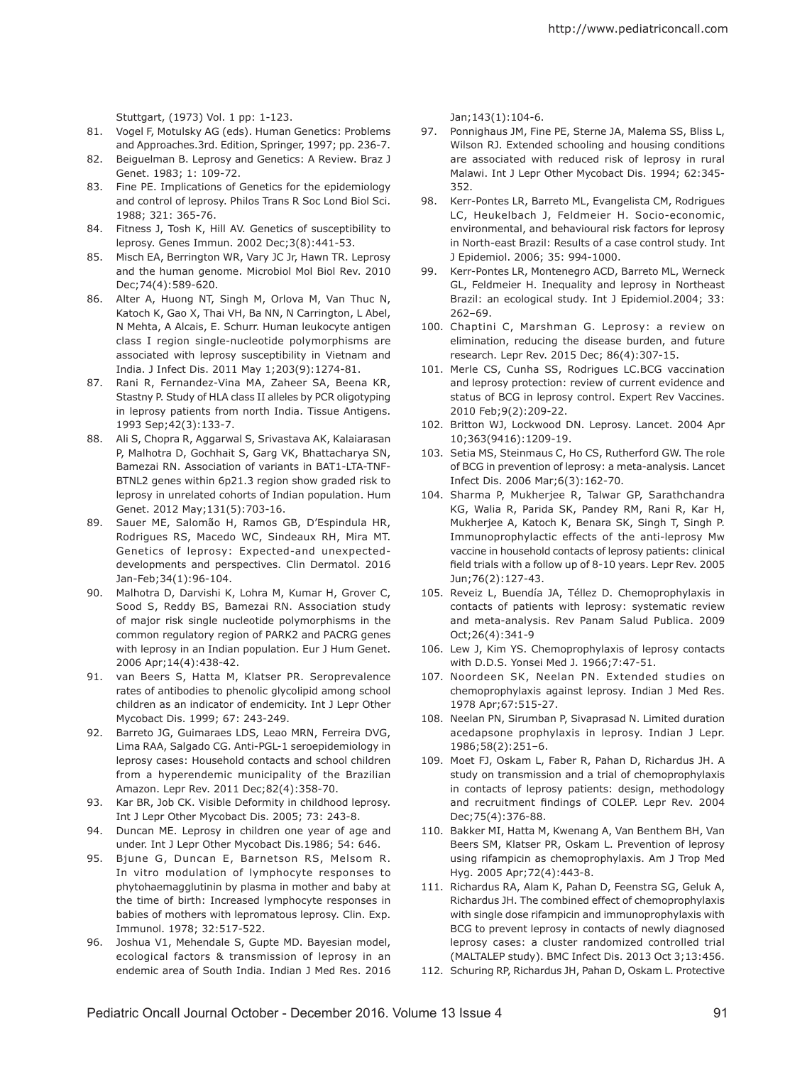Stuttgart, (1973) Vol. 1 pp: 1-123.

81. Vogel F, Motulsky AG (eds). Human Genetics: Problems and Approaches.3rd. Edition, Springer, 1997; pp. 236-7.
82. Beiguelman B. Leprosy and Genetics: A Review. Braz J Genet. 1983; 1: 109-72.
83. Fine PE. Implications of Genetics for the epidemiology and control of leprosy. Philos Trans R Soc Lond Biol Sci. 1988; 321: 365-76.
84. Fitness J, Tosh K, Hill AV. Genetics of susceptibility to leprosy. Genes Immun. 2002 Dec;3(8):441-53.
85. Misch EA, Berrington WR, Vary JC Jr, Hawn TR. Leprosy and the human genome. Microbiol Mol Biol Rev. 2010 Dec;74(4):589-620.
86. Alter A, Huong NT, Singh M, Orlova M, Van Thuc N, Katoch K, Gao X, Thai VH, Ba NN, N Carrington, L Abel, N Mehta, A Alcais, E. Schurr. Human leukocyte antigen class I region single-nucleotide polymorphisms are associated with leprosy susceptibility in Vietnam and India. J Infect Dis. 2011 May 1;203(9):1274-81.
87. Rani R, Fernandez-Vina MA, Zaheer SA, Beena KR, Stastny P. Study of HLA class II alleles by PCR oligotyping in leprosy patients from north India. Tissue Antigens. 1993 Sep;42(3):133-7.
88. Ali S, Chopra R, Aggarwal S, Srivastava AK, Kalaiarasan P, Malhotra D, Gochhait S, Garg VK, Bhattacharya SN, Bamezai RN. Association of variants in BAT1-LTA-TNF-BTNL2 genes within 6p21.3 region show graded risk to leprosy in unrelated cohorts of Indian population. Hum Genet. 2012 May;131(5):703-16.
89. Sauer ME, Salomão H, Ramos GB, D'Espindula HR, Rodrigues RS, Macedo WC, Sindeaux RH, Mira MT. Genetics of leprosy: Expected-and unexpected-developments and perspectives. Clin Dermatol. 2016 Jan-Feb;34(1):96-104.
90. Malhotra D, Darvishi K, Lohra M, Kumar H, Grover C, Sood S, Reddy BS, Bamezai RN. Association study of major risk single nucleotide polymorphisms in the common regulatory region of PARK2 and PACRG genes with leprosy in an Indian population. Eur J Hum Genet. 2006 Apr;14(4):438-42.
91. van Beers S, Hatta M, Klatser PR. Seroprevalence rates of antibodies to phenolic glycolipid among school children as an indicator of endemicity. Int J Lepr Other Mycobact Dis. 1999; 67: 243-249.
92. Barreto JG, Guimaraes LDS, Leao MRN, Ferreira DVG, Lima RAA, Salgado CG. Anti-PGL-1 seroepidemiology in leprosy cases: Household contacts and school children from a hyperendemic municipality of the Brazilian Amazon. Lepr Rev. 2011 Dec;82(4):358-70.
93. Kar BR, Job CK. Visible Deformity in childhood leprosy. Int J Lepr Other Mycobact Dis. 2005; 73: 243-8.
94. Duncan ME. Leprosy in children one year of age and under. Int J Lepr Other Mycobact Dis.1986; 54: 646.
95. Bjune G, Duncan E, Barnetson RS, Melsom R. In vitro modulation of lymphocyte responses to phytohaemagglutinin by plasma in mother and baby at the time of birth: Increased lymphocyte responses in babies of mothers with lepromatous leprosy. Clin. Exp. Immunol. 1978; 32:517-522.
96. Joshua V1, Mehendale S, Gupte MD. Bayesian model, ecological factors & transmission of leprosy in an endemic area of South India. Indian J Med Res. 2016 Jan;143(1):104-6.
97. Ponnighaus JM, Fine PE, Sterne JA, Malema SS, Bliss L, Wilson RJ. Extended schooling and housing conditions are associated with reduced risk of leprosy in rural Malawi. Int J Lepr Other Mycobact Dis. 1994; 62:345-352.
98. Kerr-Pontes LR, Barreto ML, Evangelista CM, Rodrigues LC, Heukelbach J, Feldmeier H. Socio-economic, environmental, and behavioural risk factors for leprosy in North-east Brazil: Results of a case control study. Int J Epidemiol. 2006; 35: 994-1000.
99. Kerr-Pontes LR, Montenegro ACD, Barreto ML, Werneck GL, Feldmeier H. Inequality and leprosy in Northeast Brazil: an ecological study. Int J Epidemiol.2004; 33: 262–69.
100. Chaptini C, Marshman G. Leprosy: a review on elimination, reducing the disease burden, and future research. Lepr Rev. 2015 Dec; 86(4):307-15.
101. Merle CS, Cunha SS, Rodrigues LC.BCG vaccination and leprosy protection: review of current evidence and status of BCG in leprosy control. Expert Rev Vaccines. 2010 Feb;9(2):209-22.
102. Britton WJ, Lockwood DN. Leprosy. Lancet. 2004 Apr 10;363(9416):1209-19.
103. Setia MS, Steinmaus C, Ho CS, Rutherford GW. The role of BCG in prevention of leprosy: a meta-analysis. Lancet Infect Dis. 2006 Mar;6(3):162-70.
104. Sharma P, Mukherjee R, Talwar GP, Sarathchandra KG, Walia R, Parida SK, Pandey RM, Rani R, Kar H, Mukherjee A, Katoch K, Benara SK, Singh T, Singh P. Immunoprophylactic effects of the anti-leprosy Mw vaccine in household contacts of leprosy patients: clinical field trials with a follow up of 8-10 years. Lepr Rev. 2005 Jun;76(2):127-43.
105. Reveiz L, Buendía JA, Téllez D. Chemoprophylaxis in contacts of patients with leprosy: systematic review and meta-analysis. Rev Panam Salud Publica. 2009 Oct;26(4):341-9
106. Lew J, Kim YS. Chemoprophylaxis of leprosy contacts with D.D.S. Yonsei Med J. 1966;7:47-51.
107. Noordeen SK, Neelan PN. Extended studies on chemoprophylaxis against leprosy. Indian J Med Res. 1978 Apr;67:515-27.
108. Neelan PN, Sirumban P, Sivaprasad N. Limited duration acedapsone prophylaxis in leprosy. Indian J Lepr. 1986;58(2):251–6.
109. Moet FJ, Oskam L, Faber R, Pahan D, Richardus JH. A study on transmission and a trial of chemoprophylaxis in contacts of leprosy patients: design, methodology and recruitment findings of COLEP. Lepr Rev. 2004 Dec;75(4):376-88.
110. Bakker MI, Hatta M, Kwenang A, Van Benthem BH, Van Beers SM, Klatser PR, Oskam L. Prevention of leprosy using rifampicin as chemoprophylaxis. Am J Trop Med Hyg. 2005 Apr;72(4):443-8.
111. Richardus RA, Alam K, Pahan D, Feenstra SG, Geluk A, Richardus JH. The combined effect of chemoprophylaxis with single dose rifampicin and immunoprophylaxis with BCG to prevent leprosy in contacts of newly diagnosed leprosy cases: a cluster randomized controlled trial (MALTALEP study). BMC Infect Dis. 2013 Oct 3;13:456.
112. Schuring RP, Richardus JH, Pahan D, Oskam L. Protective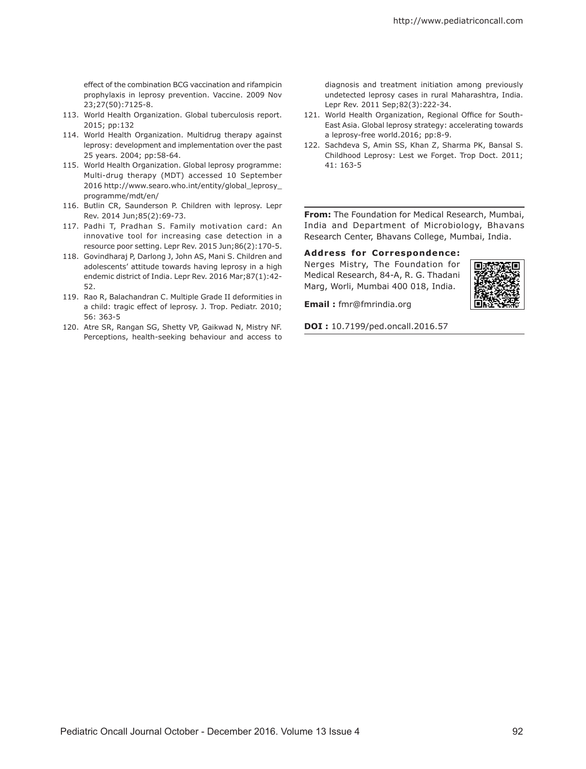effect of the combination BCG vaccination and rifampicin prophylaxis in leprosy prevention. Vaccine. 2009 Nov 23;27(50):7125-8.

113. World Health Organization. Global tuberculosis report. 2015; pp:132
114. World Health Organization. Multidrug therapy against leprosy: development and implementation over the past 25 years. 2004; pp:58-64.
115. World Health Organization. Global leprosy programme: Multi-drug therapy (MDT) accessed 10 September 2016 http://www.searo.who.int/entity/global_leprosy_programme/mdt/en/
116. Butlin CR, Saunderson P. Children with leprosy. Lepr Rev. 2014 Jun;85(2):69-73.
117. Padhi T, Pradhan S. Family motivation card: An innovative tool for increasing case detection in a resource poor setting. Lepr Rev. 2015 Jun;86(2):170-5.
118. Govindharaj P, Darlong J, John AS, Mani S. Children and adolescents' attitude towards having leprosy in a high endemic district of India. Lepr Rev. 2016 Mar;87(1):42-52.
119. Rao R, Balachandran C. Multiple Grade II deformities in a child: tragic effect of leprosy. J. Trop. Pediatr. 2010; 56: 363-5
120. Atre SR, Rangan SG, Shetty VP, Gaikwad N, Mistry NF. Perceptions, health-seeking behaviour and access to diagnosis and treatment initiation among previously undetected leprosy cases in rural Maharashtra, India. Lepr Rev. 2011 Sep;82(3):222-34.
121. World Health Organization, Regional Office for South-East Asia. Global leprosy strategy: accelerating towards a leprosy-free world.2016; pp:8-9.
122. Sachdeva S, Amin SS, Khan Z, Sharma PK, Bansal S. Childhood Leprosy: Lest we Forget. Trop Doct. 2011; 41: 163-5

**From:** The Foundation for Medical Research, Mumbai, India and Department of Microbiology, Bhavans Research Center, Bhavans College, Mumbai, India.

**Address for Correspondence:**
Nerges Mistry, The Foundation for Medical Research, 84-A, R. G. Thadani Marg, Worli, Mumbai 400 018, India.

**Email :** fmr@fmrindia.org

**DOI :** 10.7199/ped.oncall.2016.57